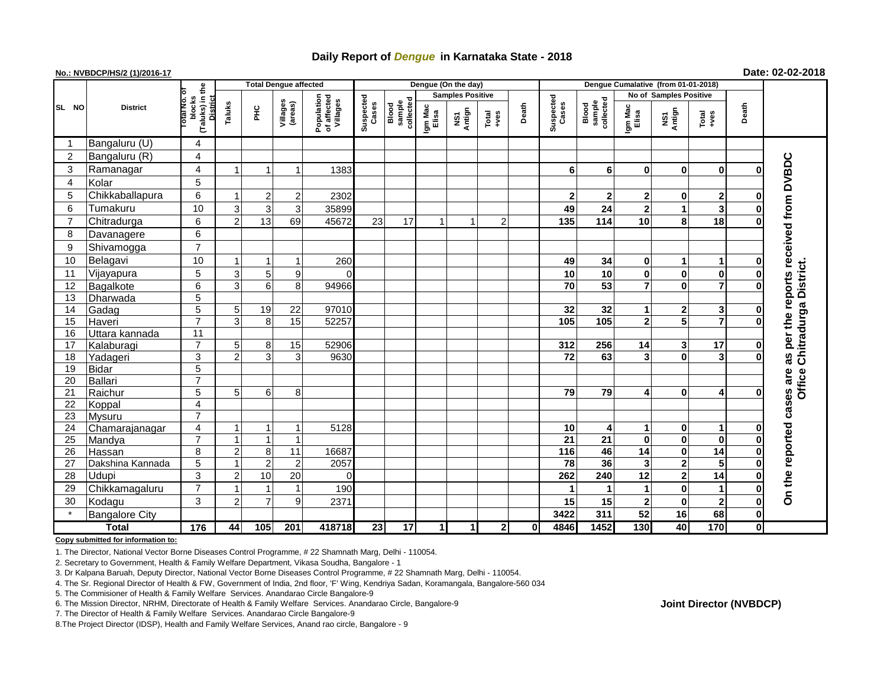# Daily Report of *Dengue* in Karnataka State - 2018

**No.: NVBDCP/HS/2 (1)/2016-17**

**Date: 02-02-2018**

| SL NO | District | Total No. of blocks (Taluks) in the District | Total Dengue affected | | | | Dengue (On the day) | | | | | | Dengue Cumalative (from 01-01-2018) | | | | | | |
|---|---|---|---|---|---|---|---|---|---|---|---|---|---|---|---|---|---|---|---|
| | | | Taluks | PHC | Villages (areas) | Population of affected Villages | Suspected Cases | Blood sample collected | Samples Positive | | | Death | Suspected Cases | Blood sample collected | No of Samples Positive | | | Death | |
| | | | | | | | | | Igm Mac Elisa | NS1 Antign | Total +ves | | | | Igm Mac Elisa | NS1 Antign | Total +ves | | |
| 1 | Bangaluru (U) | 4 | | | | | | | | | | | | | | | | | On the reported cases are as per the reports received from DVBDC Office Chitradurga District. |
| 2 | Bangaluru (R) | 4 | | | | | | | | | | | | | | | | | |
| 3 | Ramanagar | 4 | 1 | 1 | 1 | 1383 | | | | | | | 6 | 6 | 0 | 0 | 0 | 0 | |
| 4 | Kolar | 5 | | | | | | | | | | | | | | | | | |
| 5 | Chikkaballapura | 6 | 1 | 2 | 2 | 2302 | | | | | | | 2 | 2 | 2 | 0 | 2 | 0 | |
| 6 | Tumakuru | 10 | 3 | 3 | 3 | 35899 | | | | | | | 49 | 24 | 2 | 1 | 3 | 0 | |
| 7 | Chitradurga | 6 | 2 | 13 | 69 | 45672 | 23 | 17 | 1 | 1 | 2 | | 135 | 114 | 10 | 8 | 18 | 0 | |
| 8 | Davanagere | 6 | | | | | | | | | | | | | | | | | |
| 9 | Shivamogga | 7 | | | | | | | | | | | | | | | | | |
| 10 | Belagavi | 10 | 1 | 1 | 1 | 260 | | | | | | | 49 | 34 | 0 | 1 | 1 | 0 | |
| 11 | Vijayapura | 5 | 3 | 5 | 9 | 0 | | | | | | | 10 | 10 | 0 | 0 | 0 | 0 | |
| 12 | Bagalkote | 6 | 3 | 6 | 8 | 94966 | | | | | | | 70 | 53 | 7 | 0 | 7 | 0 | |
| 13 | Dharwada | 5 | | | | | | | | | | | | | | | | | |
| 14 | Gadag | 5 | 5 | 19 | 22 | 97010 | | | | | | | 32 | 32 | 1 | 2 | 3 | 0 | |
| 15 | Haveri | 7 | 3 | 8 | 15 | 52257 | | | | | | | 105 | 105 | 2 | 5 | 7 | 0 | |
| 16 | Uttara kannada | 11 | | | | | | | | | | | | | | | | | |
| 17 | Kalaburagi | 7 | 5 | 8 | 15 | 52906 | | | | | | | 312 | 256 | 14 | 3 | 17 | 0 | |
| 18 | Yadageri | 3 | 2 | 3 | 3 | 9630 | | | | | | | 72 | 63 | 3 | 0 | 3 | 0 | |
| 19 | Bidar | 5 | | | | | | | | | | | | | | | | | |
| 20 | Ballari | 7 | | | | | | | | | | | | | | | | | |
| 21 | Raichur | 5 | 5 | 6 | 8 | | | | | | | | 79 | 79 | 4 | 0 | 4 | 0 | |
| 22 | Koppal | 4 | | | | | | | | | | | | | | | | | |
| 23 | Mysuru | 7 | | | | | | | | | | | | | | | | | |
| 24 | Chamarajanagar | 4 | 1 | 1 | 1 | 5128 | | | | | | | 10 | 4 | 1 | 0 | 1 | 0 | |
| 25 | Mandya | 7 | 1 | 1 | 1 | | | | | | | | 21 | 21 | 0 | 0 | 0 | 0 | |
| 26 | Hassan | 8 | 2 | 8 | 11 | 16687 | | | | | | | 116 | 46 | 14 | 0 | 14 | 0 | |
| 27 | Dakshina Kannada | 5 | 1 | 2 | 2 | 2057 | | | | | | | 78 | 36 | 3 | 2 | 5 | 0 | |
| 28 | Udupi | 3 | 2 | 10 | 20 | 0 | | | | | | | 262 | 240 | 12 | 2 | 14 | 0 | |
| 29 | Chikkamagaluru | 7 | 1 | 1 | 1 | 190 | | | | | | | 1 | 1 | 1 | 0 | 1 | 0 | |
| 30 | Kodagu | 3 | 2 | 7 | 9 | 2371 | | | | | | | 15 | 15 | 2 | 0 | 2 | 0 | |
| * | Bangalore City | | | | | | | | | | | | 3422 | 311 | 52 | 16 | 68 | 0 | |
| | **Total** | **176** | **44** | **105** | **201** | **418718** | **23** | **17** | **1** | **1** | **2** | **0** | **4846** | **1452** | **130** | **40** | **170** | **0** | |

**Copy submitted for information to:**

1. The Director, National Vector Borne Diseases Control Programme, # 22 Shamnath Marg, Delhi - 110054.
2. Secretary to Government, Health & Family Welfare Department, Vikasa Soudha, Bangalore - 1
3. Dr Kalpana Baruah, Deputy Director, National Vector Borne Diseases Control Programme, # 22 Shamnath Marg, Delhi - 110054.
4. The Sr. Regional Director of Health & FW, Government of India, 2nd floor, 'F' Wing, Kendriya Sadan, Koramangala, Bangalore-560 034
5. The Commisioner of Health & Family Welfare Services. Anandarao Circle Bangalore-9
6. The Mission Director, NRHM, Directorate of Health & Family Welfare Services. Anandarao Circle, Bangalore-9
7. The Director of Health & Family Welfare Services. Anandarao Circle Bangalore-9
8. The Project Director (IDSP), Health and Family Welfare Services, Anand rao circle, Bangalore - 9

**Joint Director (NVBDCP)**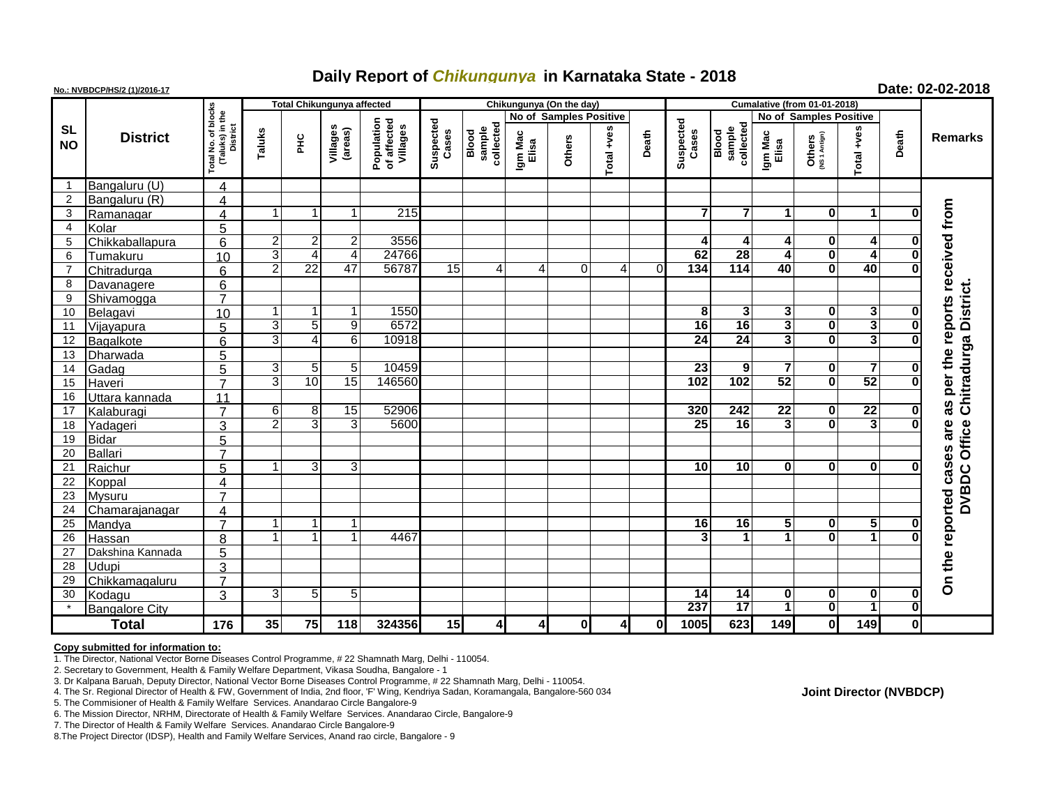# Daily Report of *Chikungunya* in Karnataka State - 2018

**No.: NVBDCP/HS/2 (1)/2016-17**

**Date: 02-02-2018**

| SL NO | District | Total No. of blocks (Taluks) in the District | Total Chikungunya affected | | | | Chikungunya (On the day) | | | | | | Cumalative (from 01-01-2018) | | | | | | Remarks |
|---|---|---|---|---|---|---|---|---|---|---|---|---|---|---|---|---|---|---|---|
| | | | Taluks | PHC | Villages (areas) | Population of affected Villages | Suspected Cases | Blood sample collected | No of Samples Positive | | | Death | Suspected Cases | Blood sample collected | No of Samples Positive | | | Death | |
| | | | | | | | | | Igm Mac Elisa | Others | Total +ves | | | | Igm Mac Elisa | Others (NS 1 Antign) | Total +ves | | |
| 1 | Bangaluru (U) | 4 | | | | | | | | | | | | | | | | | On the reported cases are as per the reports received from DVBDC Office Chitradurga District. |
| 2 | Bangaluru (R) | 4 | | | | | | | | | | | | | | | | | |
| 3 | Ramanagar | 4 | 1 | 1 | 1 | 215 | | | | | | | 7 | 7 | 1 | 0 | 1 | 0 | |
| 4 | Kolar | 5 | | | | | | | | | | | | | | | | | |
| 5 | Chikkaballapura | 6 | 2 | 2 | 2 | 3556 | | | | | | | 4 | 4 | 4 | 0 | 4 | 0 | |
| 6 | Tumakuru | 10 | 3 | 4 | 4 | 24766 | | | | | | | 62 | 28 | 4 | 0 | 4 | 0 | |
| 7 | Chitradurga | 6 | 2 | 22 | 47 | 56787 | 15 | 4 | 4 | 0 | 4 | 0 | 134 | 114 | 40 | 0 | 40 | 0 | |
| 8 | Davanagere | 6 | | | | | | | | | | | | | | | | | |
| 9 | Shivamogga | 7 | | | | | | | | | | | | | | | | | |
| 10 | Belagavi | 10 | 1 | 1 | 1 | 1550 | | | | | | | 8 | 3 | 3 | 0 | 3 | 0 | |
| 11 | Vijayapura | 5 | 3 | 5 | 9 | 6572 | | | | | | | 16 | 16 | 3 | 0 | 3 | 0 | |
| 12 | Bagalkote | 6 | 3 | 4 | 6 | 10918 | | | | | | | 24 | 24 | 3 | 0 | 3 | 0 | |
| 13 | Dharwada | 5 | | | | | | | | | | | | | | | | | |
| 14 | Gadag | 5 | 3 | 5 | 5 | 10459 | | | | | | | 23 | 9 | 7 | 0 | 7 | 0 | |
| 15 | Haveri | 7 | 3 | 10 | 15 | 146560 | | | | | | | 102 | 102 | 52 | 0 | 52 | 0 | |
| 16 | Uttara kannada | 11 | | | | | | | | | | | | | | | | | |
| 17 | Kalaburagi | 7 | 6 | 8 | 15 | 52906 | | | | | | | 320 | 242 | 22 | 0 | 22 | 0 | |
| 18 | Yadageri | 3 | 2 | 3 | 3 | 5600 | | | | | | | 25 | 16 | 3 | 0 | 3 | 0 | |
| 19 | Bidar | 5 | | | | | | | | | | | | | | | | | |
| 20 | Ballari | 7 | | | | | | | | | | | | | | | | | |
| 21 | Raichur | 5 | 1 | 3 | 3 | | | | | | | | 10 | 10 | 0 | 0 | 0 | 0 | |
| 22 | Koppal | 4 | | | | | | | | | | | | | | | | | |
| 23 | Mysuru | 7 | | | | | | | | | | | | | | | | | |
| 24 | Chamarajanagar | 4 | | | | | | | | | | | | | | | | | |
| 25 | Mandya | 7 | 1 | 1 | 1 | | | | | | | | 16 | 16 | 5 | 0 | 5 | 0 | |
| 26 | Hassan | 8 | 1 | 1 | 1 | 4467 | | | | | | | 3 | 1 | 1 | 0 | 1 | 0 | |
| 27 | Dakshina Kannada | 5 | | | | | | | | | | | | | | | | | |
| 28 | Udupi | 3 | | | | | | | | | | | | | | | | | |
| 29 | Chikkamagaluru | 7 | | | | | | | | | | | | | | | | | |
| 30 | Kodagu | 3 | 3 | 5 | 5 | | | | | | | | 14 | 14 | 0 | 0 | 0 | 0 | |
| * | Bangalore City | | | | | | | | | | | | 237 | 17 | 1 | 0 | 1 | 0 | |
| **Total** | | **176** | **35** | **75** | **118** | **324356** | **15** | **4** | **4** | **0** | **4** | **0** | **1005** | **623** | **149** | **0** | **149** | **0** | |

**Copy submitted for information to:**

1. The Director, National Vector Borne Diseases Control Programme, # 22 Shamnath Marg, Delhi - 110054.
2. Secretary to Government, Health & Family Welfare Department, Vikasa Soudha, Bangalore - 1
3. Dr Kalpana Baruah, Deputy Director, National Vector Borne Diseases Control Programme, # 22 Shamnath Marg, Delhi - 110054.
4. The Sr. Regional Director of Health & FW, Government of India, 2nd floor, 'F' Wing, Kendriya Sadan, Koramangala, Bangalore-560 034
5. The Commisioner of Health & Family Welfare Services. Anandarao Circle Bangalore-9
6. The Mission Director, NRHM, Directorate of Health & Family Welfare Services. Anandarao Circle, Bangalore-9
7. The Director of Health & Family Welfare Services. Anandarao Circle Bangalore-9
8. The Project Director (IDSP), Health and Family Welfare Services, Anand rao circle, Bangalore - 9

**Joint Director (NVBDCP)**